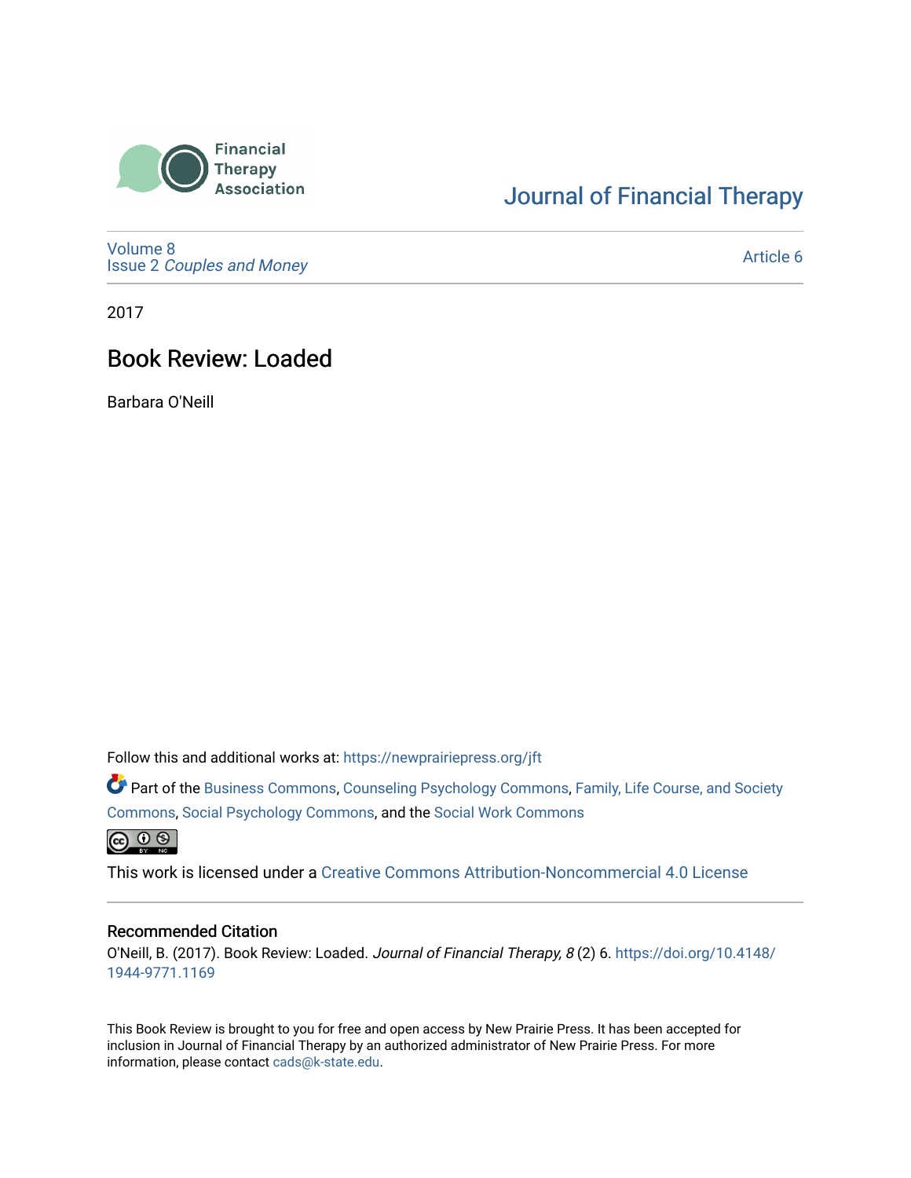Financial Therapy Association

Journal of Financial Therapy

Volume 8
Issue 2 *Couples and Money*

Article 6

2017

# Book Review: Loaded

Barbara O'Neill

Follow this and additional works at: https://newprairiepress.org/jft

Part of the Business Commons, Counseling Psychology Commons, Family, Life Course, and Society Commons, Social Psychology Commons, and the Social Work Commons

This work is licensed under a Creative Commons Attribution-Noncommercial 4.0 License

## Recommended Citation

O'Neill, B. (2017). Book Review: Loaded. *Journal of Financial Therapy, 8* (2) 6. https://doi.org/10.4148/1944-9771.1169

This Book Review is brought to you for free and open access by New Prairie Press. It has been accepted for inclusion in Journal of Financial Therapy by an authorized administrator of New Prairie Press. For more information, please contact cads@k-state.edu.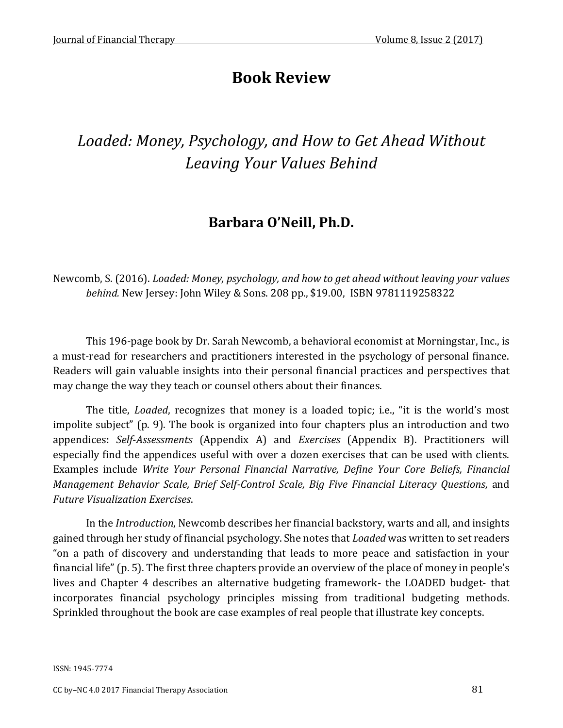# Book Review

## *Loaded: Money, Psychology, and How to Get Ahead Without Leaving Your Values Behind*

### Barbara O'Neill, Ph.D.

Newcomb, S. (2016). *Loaded: Money, psychology, and how to get ahead without leaving your values behind.* New Jersey: John Wiley & Sons. 208 pp., $19.00, ISBN 9781119258322

This 196-page book by Dr. Sarah Newcomb, a behavioral economist at Morningstar, Inc., is a must-read for researchers and practitioners interested in the psychology of personal finance. Readers will gain valuable insights into their personal financial practices and perspectives that may change the way they teach or counsel others about their finances.

The title, *Loaded*, recognizes that money is a loaded topic; i.e., "it is the world's most impolite subject" (p. 9). The book is organized into four chapters plus an introduction and two appendices: *Self-Assessments* (Appendix A) and *Exercises* (Appendix B). Practitioners will especially find the appendices useful with over a dozen exercises that can be used with clients. Examples include *Write Your Personal Financial Narrative, Define Your Core Beliefs, Financial Management Behavior Scale, Brief Self-Control Scale, Big Five Financial Literacy Questions,* and *Future Visualization Exercises*.

In the *Introduction*, Newcomb describes her financial backstory, warts and all, and insights gained through her study of financial psychology. She notes that *Loaded* was written to set readers "on a path of discovery and understanding that leads to more peace and satisfaction in your financial life" (p. 5). The first three chapters provide an overview of the place of money in people's lives and Chapter 4 describes an alternative budgeting framework- the LOADED budget- that incorporates financial psychology principles missing from traditional budgeting methods. Sprinkled throughout the book are case examples of real people that illustrate key concepts.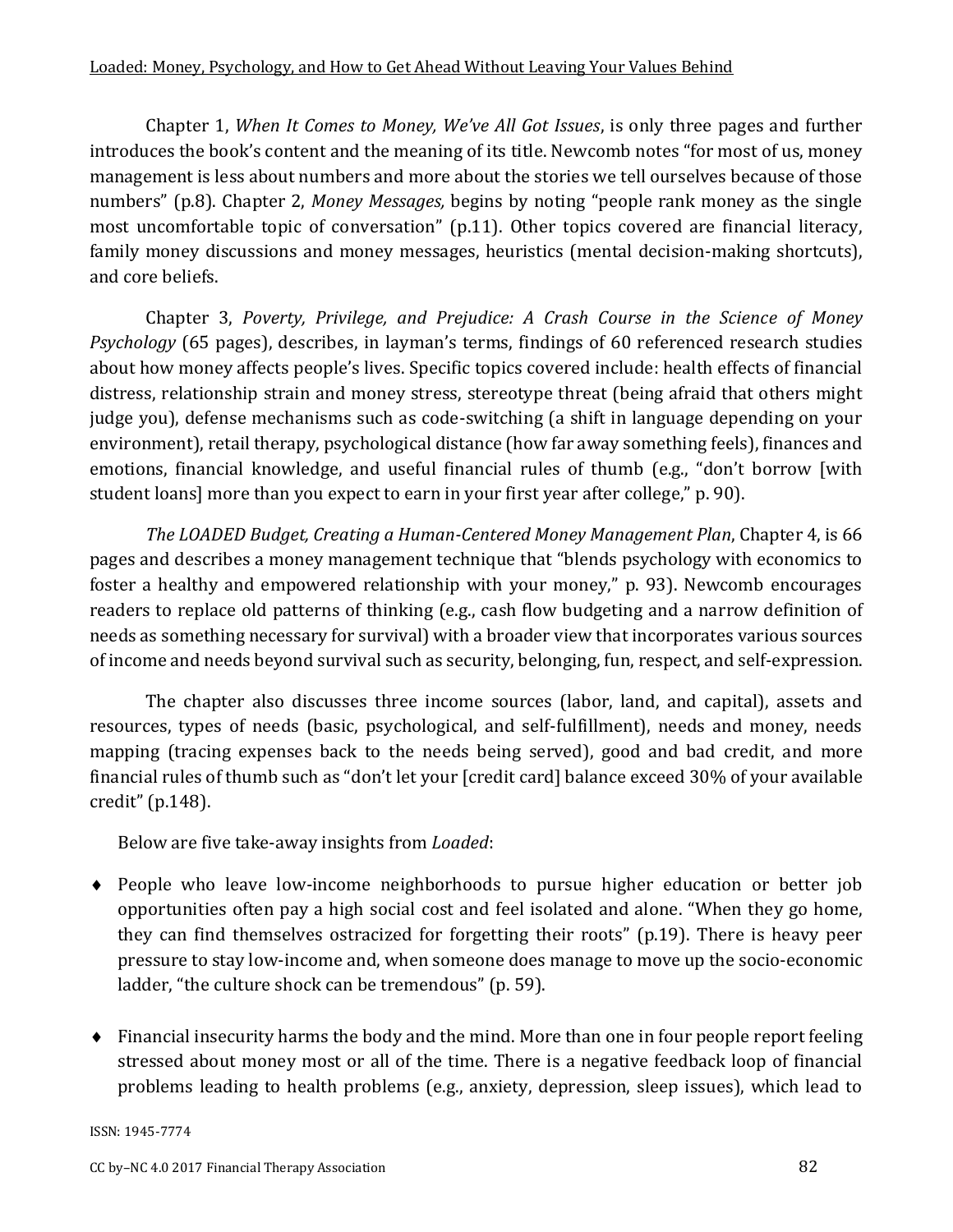Chapter 1, *When It Comes to Money, We've All Got Issues*, is only three pages and further introduces the book's content and the meaning of its title. Newcomb notes "for most of us, money management is less about numbers and more about the stories we tell ourselves because of those numbers" (p.8). Chapter 2, *Money Messages,* begins by noting "people rank money as the single most uncomfortable topic of conversation" (p.11). Other topics covered are financial literacy, family money discussions and money messages, heuristics (mental decision-making shortcuts), and core beliefs.

Chapter 3, *Poverty, Privilege, and Prejudice: A Crash Course in the Science of Money Psychology* (65 pages), describes, in layman's terms, findings of 60 referenced research studies about how money affects people's lives. Specific topics covered include: health effects of financial distress, relationship strain and money stress, stereotype threat (being afraid that others might judge you), defense mechanisms such as code-switching (a shift in language depending on your environment), retail therapy, psychological distance (how far away something feels), finances and emotions, financial knowledge, and useful financial rules of thumb (e.g., "don't borrow [with student loans] more than you expect to earn in your first year after college," p. 90).

*The LOADED Budget, Creating a Human-Centered Money Management Plan*, Chapter 4, is 66 pages and describes a money management technique that "blends psychology with economics to foster a healthy and empowered relationship with your money," p. 93). Newcomb encourages readers to replace old patterns of thinking (e.g., cash flow budgeting and a narrow definition of needs as something necessary for survival) with a broader view that incorporates various sources of income and needs beyond survival such as security, belonging, fun, respect, and self-expression.

The chapter also discusses three income sources (labor, land, and capital), assets and resources, types of needs (basic, psychological, and self-fulfillment), needs and money, needs mapping (tracing expenses back to the needs being served), good and bad credit, and more financial rules of thumb such as "don't let your [credit card] balance exceed 30% of your available credit" (p.148).

Below are five take-away insights from *Loaded*:

- People who leave low-income neighborhoods to pursue higher education or better job opportunities often pay a high social cost and feel isolated and alone. "When they go home, they can find themselves ostracized for forgetting their roots" (p.19). There is heavy peer pressure to stay low-income and, when someone does manage to move up the socio-economic ladder, "the culture shock can be tremendous" (p. 59).

- Financial insecurity harms the body and the mind. More than one in four people report feeling stressed about money most or all of the time. There is a negative feedback loop of financial problems leading to health problems (e.g., anxiety, depression, sleep issues), which lead to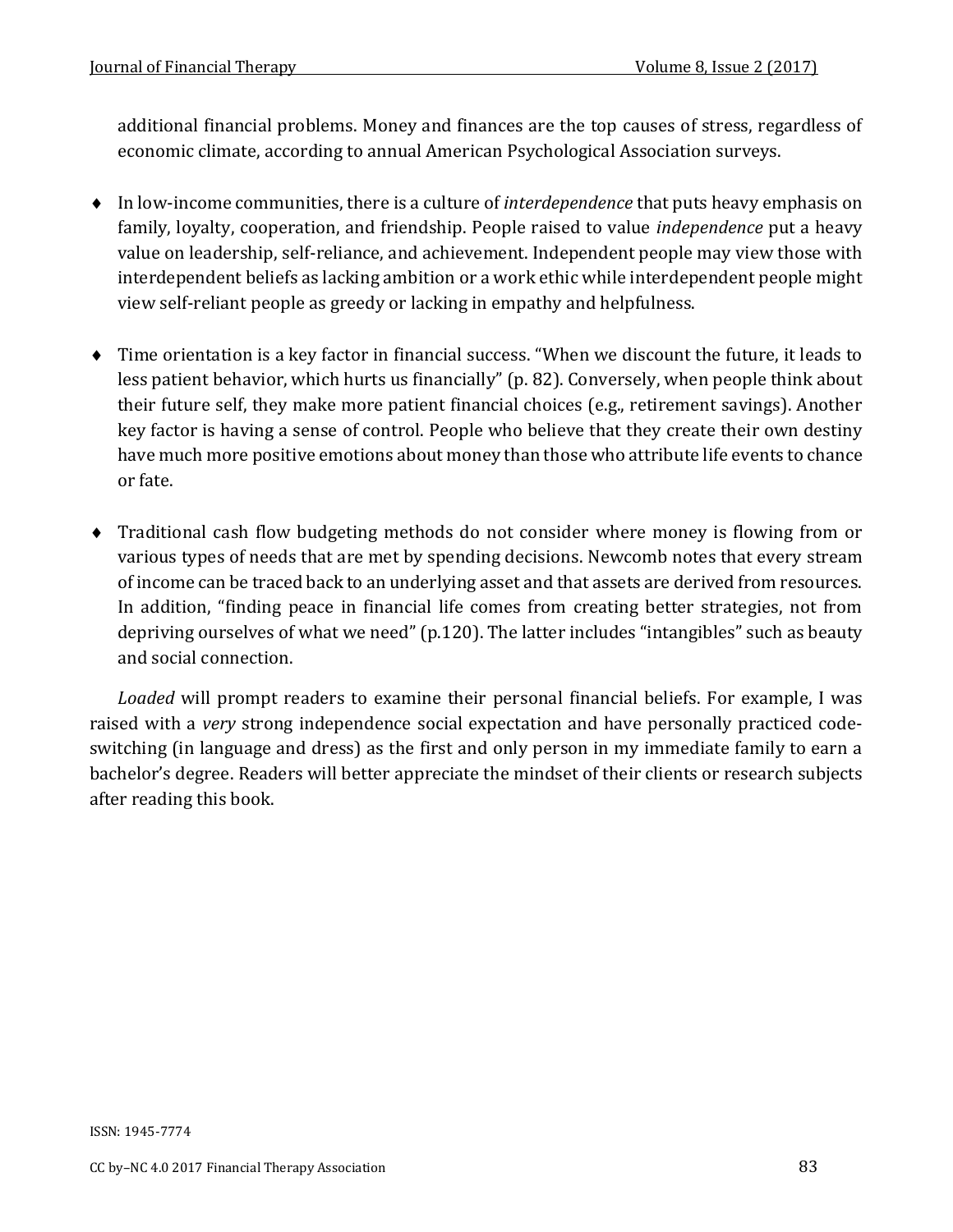additional financial problems. Money and finances are the top causes of stress, regardless of economic climate, according to annual American Psychological Association surveys.

- In low-income communities, there is a culture of *interdependence* that puts heavy emphasis on family, loyalty, cooperation, and friendship. People raised to value *independence* put a heavy value on leadership, self-reliance, and achievement. Independent people may view those with interdependent beliefs as lacking ambition or a work ethic while interdependent people might view self-reliant people as greedy or lacking in empathy and helpfulness.

- Time orientation is a key factor in financial success. "When we discount the future, it leads to less patient behavior, which hurts us financially" (p. 82). Conversely, when people think about their future self, they make more patient financial choices (e.g., retirement savings). Another key factor is having a sense of control. People who believe that they create their own destiny have much more positive emotions about money than those who attribute life events to chance or fate.

- Traditional cash flow budgeting methods do not consider where money is flowing from or various types of needs that are met by spending decisions. Newcomb notes that every stream of income can be traced back to an underlying asset and that assets are derived from resources. In addition, "finding peace in financial life comes from creating better strategies, not from depriving ourselves of what we need" (p.120). The latter includes "intangibles" such as beauty and social connection.

*Loaded* will prompt readers to examine their personal financial beliefs. For example, I was raised with a *very* strong independence social expectation and have personally practiced code-switching (in language and dress) as the first and only person in my immediate family to earn a bachelor's degree. Readers will better appreciate the mindset of their clients or research subjects after reading this book.